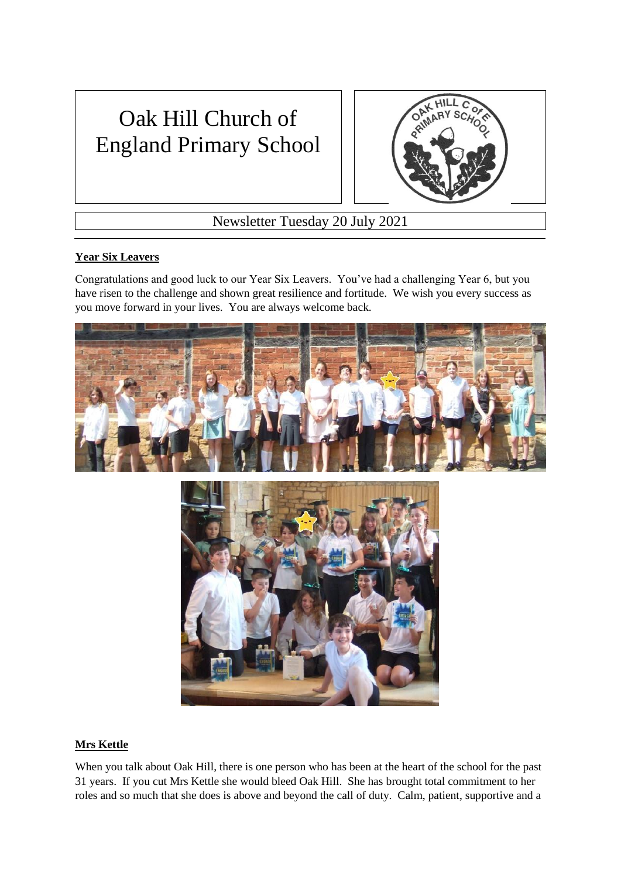# Oak Hill Church of England Primary School

Newsletter Tuesday 20 July 2021

**Year Six Leavers**

Congratulations and good luck to our Year Six Leavers. You've had a challenging Year 6, but you have risen to the challenge and shown great resilience and fortitude. We wish you every success as you move forward in your lives. You are always welcome back.

**Mrs Kettle**

When you talk about Oak Hill, there is one person who has been at the heart of the school for the past 31 years. If you cut Mrs Kettle she would bleed Oak Hill. She has brought total commitment to her roles and so much that she does is above and beyond the call of duty. Calm, patient, supportive and a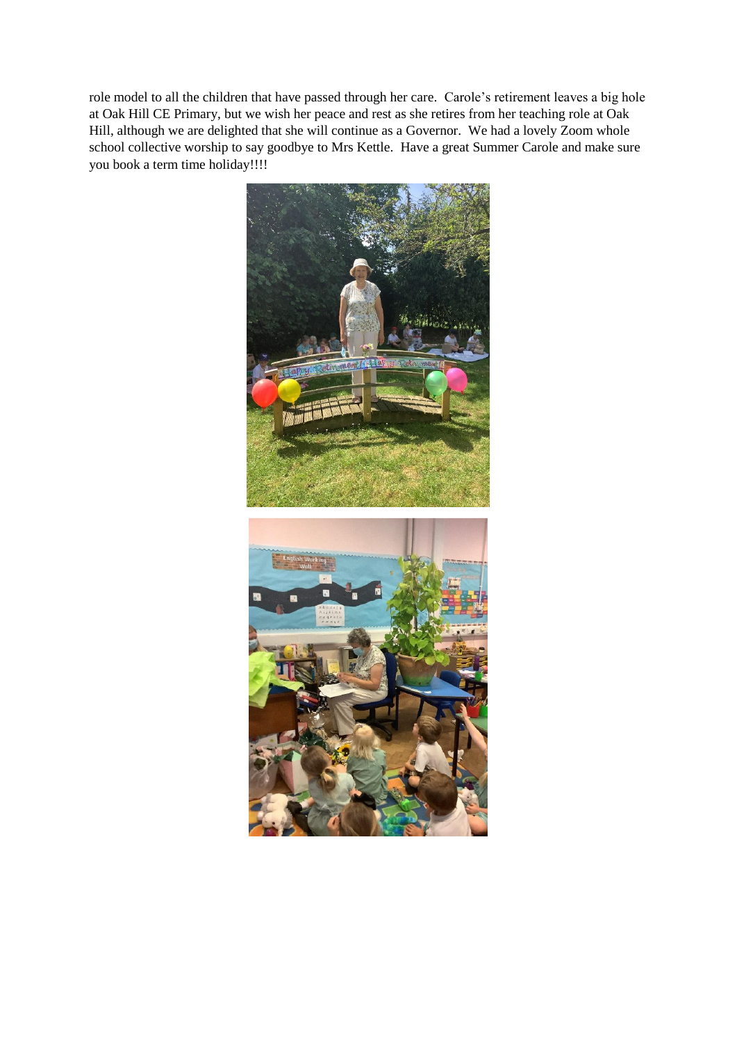role model to all the children that have passed through her care. Carole's retirement leaves a big hole at Oak Hill CE Primary, but we wish her peace and rest as she retires from her teaching role at Oak Hill, although we are delighted that she will continue as a Governor. We had a lovely Zoom whole school collective worship to say goodbye to Mrs Kettle. Have a great Summer Carole and make sure you book a term time holiday!!!!